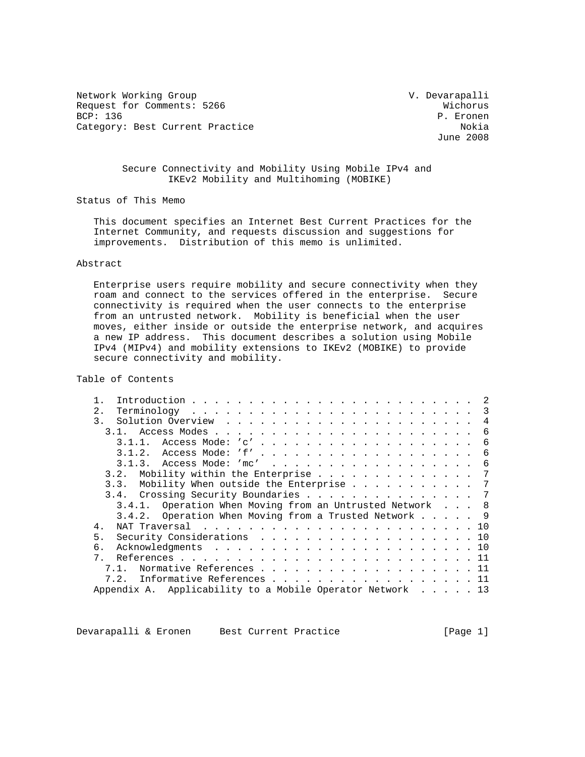Network Working Group V. Devarapalli
Request for Comments: 5266 Wichorus
BCP: 136 P. Eronen
Category: Best Current Practice Nokia
June 2008

# Secure Connectivity and Mobility Using Mobile IPv4 and IKEv2 Mobility and Multihoming (MOBIKE)

## Status of This Memo

This document specifies an Internet Best Current Practices for the Internet Community, and requests discussion and suggestions for improvements. Distribution of this memo is unlimited.

## Abstract

Enterprise users require mobility and secure connectivity when they roam and connect to the services offered in the enterprise. Secure connectivity is required when the user connects to the enterprise from an untrusted network. Mobility is beneficial when the user moves, either inside or outside the enterprise network, and acquires a new IP address. This document describes a solution using Mobile IPv4 (MIPv4) and mobility extensions to IKEv2 (MOBIKE) to provide secure connectivity and mobility.

## Table of Contents

```
   1.  Introduction . . . . . . . . . . . . . . . . . . . . . . . .  2
   2.  Terminology  . . . . . . . . . . . . . . . . . . . . . . . .  3
   3.  Solution Overview  . . . . . . . . . . . . . . . . . . . . .  4
     3.1.  Access Modes . . . . . . . . . . . . . . . . . . . . . .  6
       3.1.1.  Access Mode: 'c' . . . . . . . . . . . . . . . . . .  6
       3.1.2.  Access Mode: 'f' . . . . . . . . . . . . . . . . . .  6
       3.1.3.  Access Mode: 'mc'  . . . . . . . . . . . . . . . . .  6
     3.2.  Mobility within the Enterprise . . . . . . . . . . . . .  7
     3.3.  Mobility When outside the Enterprise . . . . . . . . . .  7
     3.4.  Crossing Security Boundaries . . . . . . . . . . . . . .  7
       3.4.1.  Operation When Moving from an Untrusted Network  . .  8
       3.4.2.  Operation When Moving from a Trusted Network . . . .  9
   4.  NAT Traversal  . . . . . . . . . . . . . . . . . . . . . . . 10
   5.  Security Considerations  . . . . . . . . . . . . . . . . . . 10
   6.  Acknowledgments  . . . . . . . . . . . . . . . . . . . . . . 10
   7.  References . . . . . . . . . . . . . . . . . . . . . . . . . 11
     7.1.  Normative References . . . . . . . . . . . . . . . . . . 11
     7.2.  Informative References . . . . . . . . . . . . . . . . . 11
   Appendix A.  Applicability to a Mobile Operator Network  . . . . . 13
```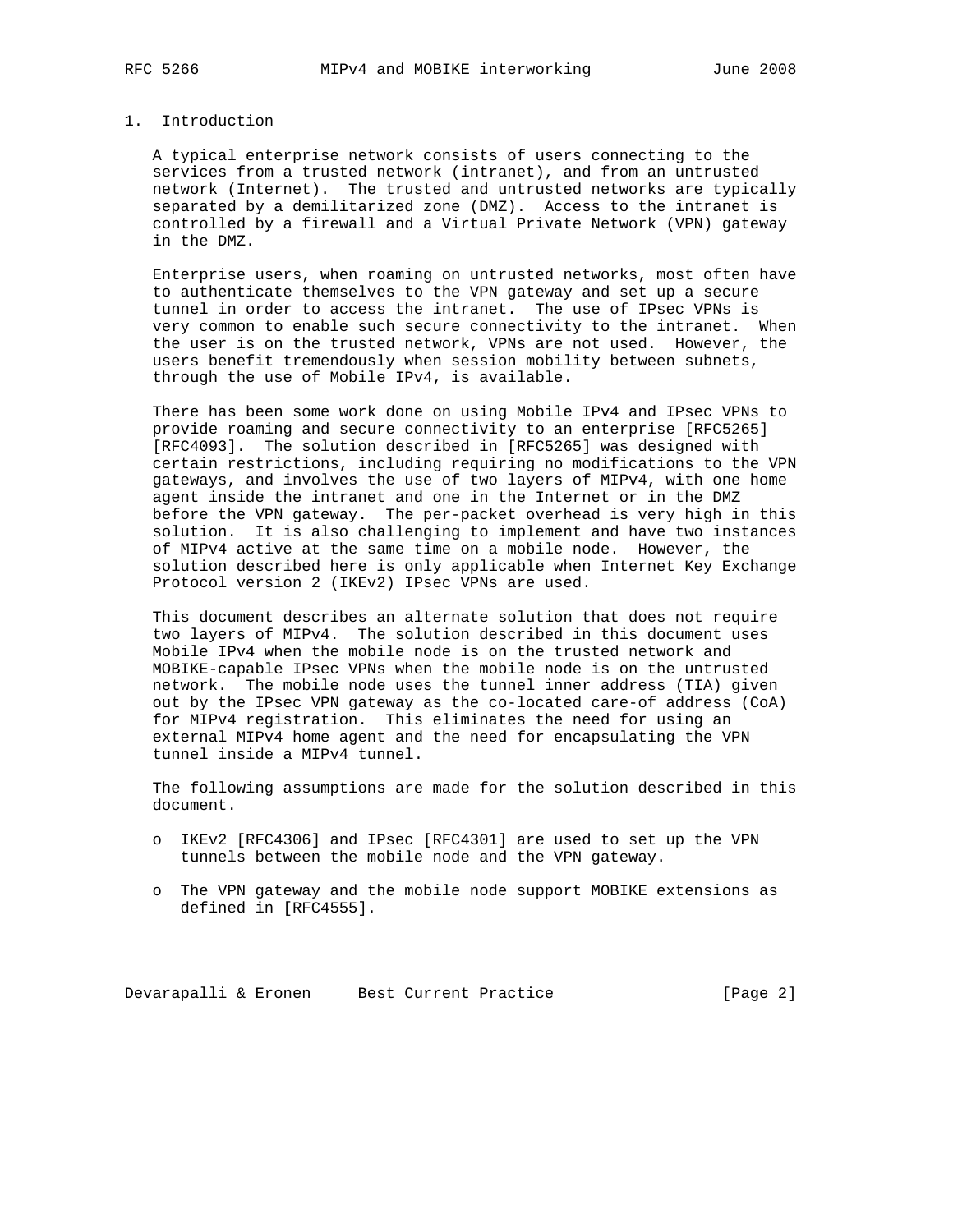## 1. Introduction

A typical enterprise network consists of users connecting to the services from a trusted network (intranet), and from an untrusted network (Internet). The trusted and untrusted networks are typically separated by a demilitarized zone (DMZ). Access to the intranet is controlled by a firewall and a Virtual Private Network (VPN) gateway in the DMZ.

Enterprise users, when roaming on untrusted networks, most often have to authenticate themselves to the VPN gateway and set up a secure tunnel in order to access the intranet. The use of IPsec VPNs is very common to enable such secure connectivity to the intranet. When the user is on the trusted network, VPNs are not used. However, the users benefit tremendously when session mobility between subnets, through the use of Mobile IPv4, is available.

There has been some work done on using Mobile IPv4 and IPsec VPNs to provide roaming and secure connectivity to an enterprise [RFC5265] [RFC4093]. The solution described in [RFC5265] was designed with certain restrictions, including requiring no modifications to the VPN gateways, and involves the use of two layers of MIPv4, with one home agent inside the intranet and one in the Internet or in the DMZ before the VPN gateway. The per-packet overhead is very high in this solution. It is also challenging to implement and have two instances of MIPv4 active at the same time on a mobile node. However, the solution described here is only applicable when Internet Key Exchange Protocol version 2 (IKEv2) IPsec VPNs are used.

This document describes an alternate solution that does not require two layers of MIPv4. The solution described in this document uses Mobile IPv4 when the mobile node is on the trusted network and MOBIKE-capable IPsec VPNs when the mobile node is on the untrusted network. The mobile node uses the tunnel inner address (TIA) given out by the IPsec VPN gateway as the co-located care-of address (CoA) for MIPv4 registration. This eliminates the need for using an external MIPv4 home agent and the need for encapsulating the VPN tunnel inside a MIPv4 tunnel.

The following assumptions are made for the solution described in this document.

- IKEv2 [RFC4306] and IPsec [RFC4301] are used to set up the VPN tunnels between the mobile node and the VPN gateway.
- The VPN gateway and the mobile node support MOBIKE extensions as defined in [RFC4555].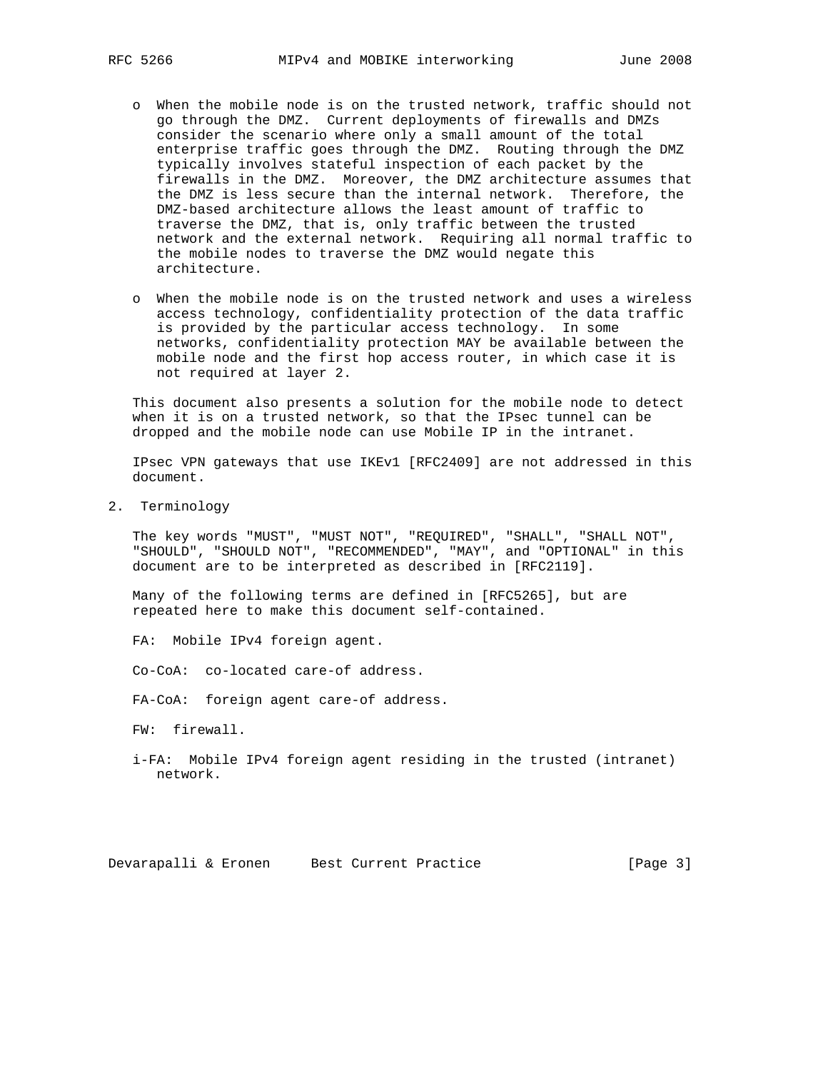- When the mobile node is on the trusted network, traffic should not go through the DMZ. Current deployments of firewalls and DMZs consider the scenario where only a small amount of the total enterprise traffic goes through the DMZ. Routing through the DMZ typically involves stateful inspection of each packet by the firewalls in the DMZ. Moreover, the DMZ architecture assumes that the DMZ is less secure than the internal network. Therefore, the DMZ-based architecture allows the least amount of traffic to traverse the DMZ, that is, only traffic between the trusted network and the external network. Requiring all normal traffic to the mobile nodes to traverse the DMZ would negate this architecture.

- When the mobile node is on the trusted network and uses a wireless access technology, confidentiality protection of the data traffic is provided by the particular access technology. In some networks, confidentiality protection MAY be available between the mobile node and the first hop access router, in which case it is not required at layer 2.

This document also presents a solution for the mobile node to detect when it is on a trusted network, so that the IPsec tunnel can be dropped and the mobile node can use Mobile IP in the intranet.

IPsec VPN gateways that use IKEv1 [RFC2409] are not addressed in this document.

## 2. Terminology

The key words "MUST", "MUST NOT", "REQUIRED", "SHALL", "SHALL NOT", "SHOULD", "SHOULD NOT", "RECOMMENDED", "MAY", and "OPTIONAL" in this document are to be interpreted as described in [RFC2119].

Many of the following terms are defined in [RFC5265], but are repeated here to make this document self-contained.

FA: Mobile IPv4 foreign agent.

Co-CoA: co-located care-of address.

FA-CoA: foreign agent care-of address.

FW: firewall.

i-FA: Mobile IPv4 foreign agent residing in the trusted (intranet) network.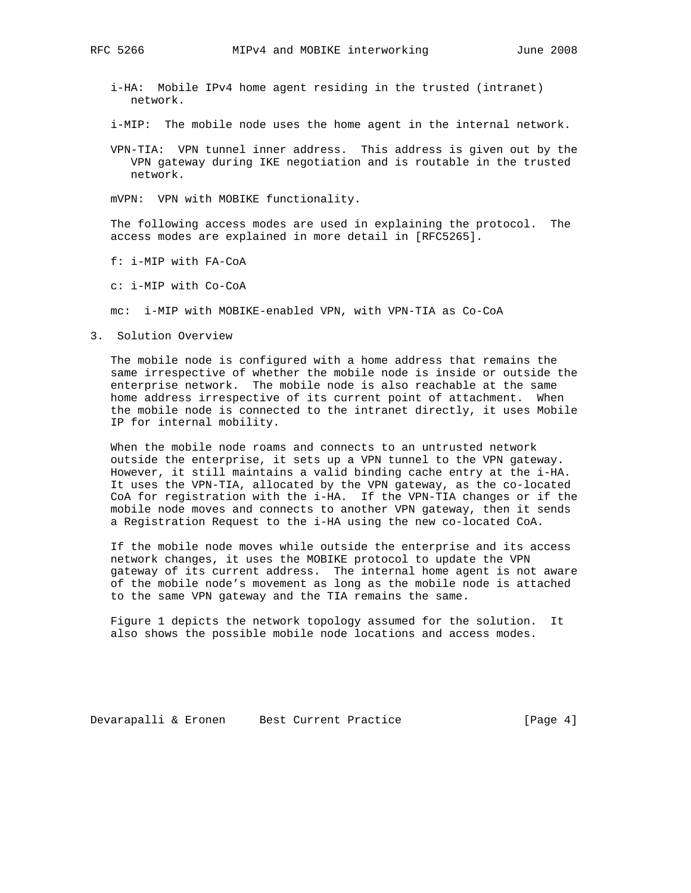i-HA: Mobile IPv4 home agent residing in the trusted (intranet) network.

i-MIP: The mobile node uses the home agent in the internal network.

VPN-TIA: VPN tunnel inner address. This address is given out by the VPN gateway during IKE negotiation and is routable in the trusted network.

mVPN: VPN with MOBIKE functionality.

The following access modes are used in explaining the protocol. The access modes are explained in more detail in [RFC5265].

f: i-MIP with FA-CoA

c: i-MIP with Co-CoA

mc: i-MIP with MOBIKE-enabled VPN, with VPN-TIA as Co-CoA

## 3. Solution Overview

The mobile node is configured with a home address that remains the same irrespective of whether the mobile node is inside or outside the enterprise network. The mobile node is also reachable at the same home address irrespective of its current point of attachment. When the mobile node is connected to the intranet directly, it uses Mobile IP for internal mobility.

When the mobile node roams and connects to an untrusted network outside the enterprise, it sets up a VPN tunnel to the VPN gateway. However, it still maintains a valid binding cache entry at the i-HA. It uses the VPN-TIA, allocated by the VPN gateway, as the co-located CoA for registration with the i-HA. If the VPN-TIA changes or if the mobile node moves and connects to another VPN gateway, then it sends a Registration Request to the i-HA using the new co-located CoA.

If the mobile node moves while outside the enterprise and its access network changes, it uses the MOBIKE protocol to update the VPN gateway of its current address. The internal home agent is not aware of the mobile node's movement as long as the mobile node is attached to the same VPN gateway and the TIA remains the same.

Figure 1 depicts the network topology assumed for the solution. It also shows the possible mobile node locations and access modes.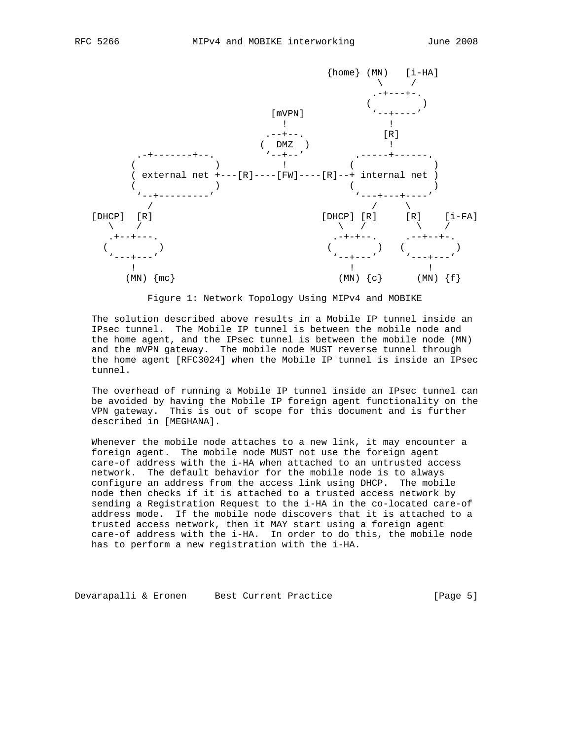```
                                        {home} (MN)   [i-HA]
                                                 \     /
                                                .-+---+-.
                                               (         )
                              [mVPN]            `--+----'
                                 !                  !
                              .--+--.              [R]
                             (  DMZ  )              !
       .-+-------+--.         `--+--'         .-----+------.
      (              )           !           (              )
      ( external net +---[R]----[FW]----[R]--+ internal net )
      (              )                       (              )
       `--+---------'                         `---+---+----'
         /                                       /     \
 [DHCP]  [R]                           [DHCP] [R]     [R]    [i-FA]
    \   /                                   \  /         \    /
    .+--+---.                             .-+-+--.      .--+--+-.
   (         )                           (        )   (          )
    `---+---'                             `--+---'     `---+---'
        !                                    !             !
      (MN) {mc}                            (MN) {c}      (MN) {f}
```

Figure 1: Network Topology Using MIPv4 and MOBIKE

The solution described above results in a Mobile IP tunnel inside an IPsec tunnel. The Mobile IP tunnel is between the mobile node and the home agent, and the IPsec tunnel is between the mobile node (MN) and the mVPN gateway. The mobile node MUST reverse tunnel through the home agent [RFC3024] when the Mobile IP tunnel is inside an IPsec tunnel.

The overhead of running a Mobile IP tunnel inside an IPsec tunnel can be avoided by having the Mobile IP foreign agent functionality on the VPN gateway. This is out of scope for this document and is further described in [MEGHANA].

Whenever the mobile node attaches to a new link, it may encounter a foreign agent. The mobile node MUST not use the foreign agent care-of address with the i-HA when attached to an untrusted access network. The default behavior for the mobile node is to always configure an address from the access link using DHCP. The mobile node then checks if it is attached to a trusted access network by sending a Registration Request to the i-HA in the co-located care-of address mode. If the mobile node discovers that it is attached to a trusted access network, then it MAY start using a foreign agent care-of address with the i-HA. In order to do this, the mobile node has to perform a new registration with the i-HA.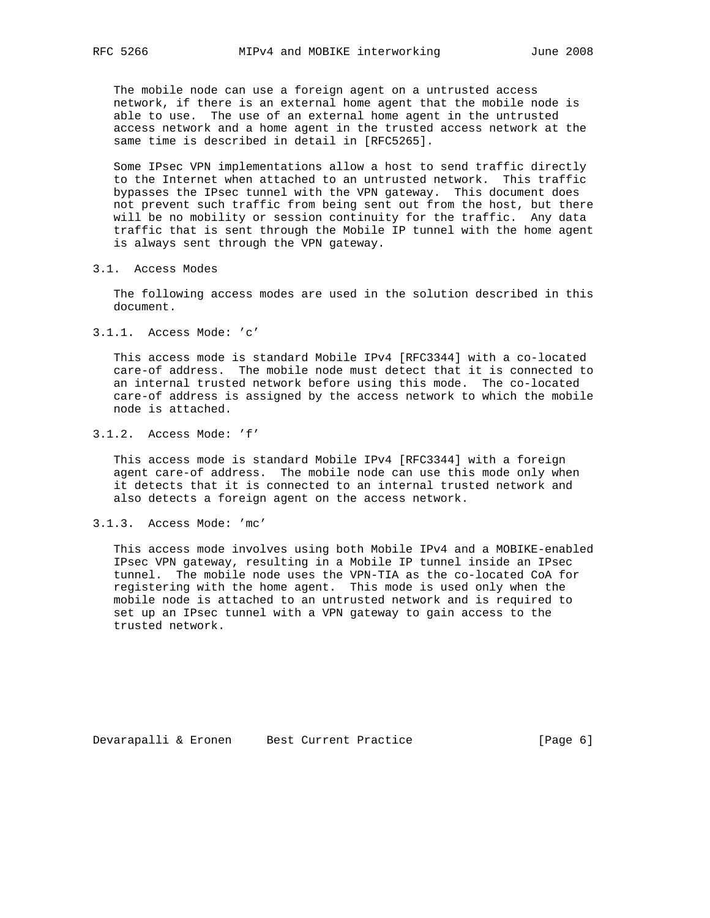The mobile node can use a foreign agent on a untrusted access network, if there is an external home agent that the mobile node is able to use. The use of an external home agent in the untrusted access network and a home agent in the trusted access network at the same time is described in detail in [RFC5265].

Some IPsec VPN implementations allow a host to send traffic directly to the Internet when attached to an untrusted network. This traffic bypasses the IPsec tunnel with the VPN gateway. This document does not prevent such traffic from being sent out from the host, but there will be no mobility or session continuity for the traffic. Any data traffic that is sent through the Mobile IP tunnel with the home agent is always sent through the VPN gateway.

### 3.1. Access Modes

The following access modes are used in the solution described in this document.

#### 3.1.1. Access Mode: 'c'

This access mode is standard Mobile IPv4 [RFC3344] with a co-located care-of address. The mobile node must detect that it is connected to an internal trusted network before using this mode. The co-located care-of address is assigned by the access network to which the mobile node is attached.

#### 3.1.2. Access Mode: 'f'

This access mode is standard Mobile IPv4 [RFC3344] with a foreign agent care-of address. The mobile node can use this mode only when it detects that it is connected to an internal trusted network and also detects a foreign agent on the access network.

#### 3.1.3. Access Mode: 'mc'

This access mode involves using both Mobile IPv4 and a MOBIKE-enabled IPsec VPN gateway, resulting in a Mobile IP tunnel inside an IPsec tunnel. The mobile node uses the VPN-TIA as the co-located CoA for registering with the home agent. This mode is used only when the mobile node is attached to an untrusted network and is required to set up an IPsec tunnel with a VPN gateway to gain access to the trusted network.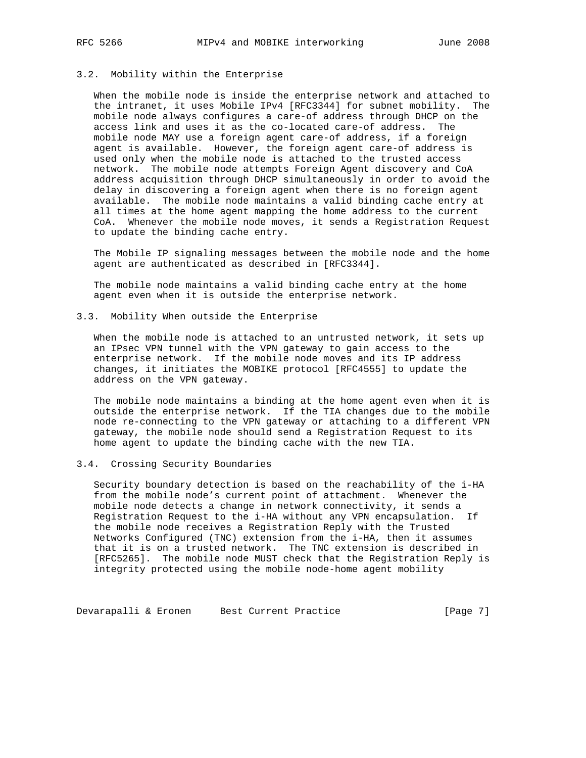### 3.2. Mobility within the Enterprise

When the mobile node is inside the enterprise network and attached to the intranet, it uses Mobile IPv4 [RFC3344] for subnet mobility. The mobile node always configures a care-of address through DHCP on the access link and uses it as the co-located care-of address. The mobile node MAY use a foreign agent care-of address, if a foreign agent is available. However, the foreign agent care-of address is used only when the mobile node is attached to the trusted access network. The mobile node attempts Foreign Agent discovery and CoA address acquisition through DHCP simultaneously in order to avoid the delay in discovering a foreign agent when there is no foreign agent available. The mobile node maintains a valid binding cache entry at all times at the home agent mapping the home address to the current CoA. Whenever the mobile node moves, it sends a Registration Request to update the binding cache entry.

The Mobile IP signaling messages between the mobile node and the home agent are authenticated as described in [RFC3344].

The mobile node maintains a valid binding cache entry at the home agent even when it is outside the enterprise network.

### 3.3. Mobility When outside the Enterprise

When the mobile node is attached to an untrusted network, it sets up an IPsec VPN tunnel with the VPN gateway to gain access to the enterprise network. If the mobile node moves and its IP address changes, it initiates the MOBIKE protocol [RFC4555] to update the address on the VPN gateway.

The mobile node maintains a binding at the home agent even when it is outside the enterprise network. If the TIA changes due to the mobile node re-connecting to the VPN gateway or attaching to a different VPN gateway, the mobile node should send a Registration Request to its home agent to update the binding cache with the new TIA.

### 3.4. Crossing Security Boundaries

Security boundary detection is based on the reachability of the i-HA from the mobile node's current point of attachment. Whenever the mobile node detects a change in network connectivity, it sends a Registration Request to the i-HA without any VPN encapsulation. If the mobile node receives a Registration Reply with the Trusted Networks Configured (TNC) extension from the i-HA, then it assumes that it is on a trusted network. The TNC extension is described in [RFC5265]. The mobile node MUST check that the Registration Reply is integrity protected using the mobile node-home agent mobility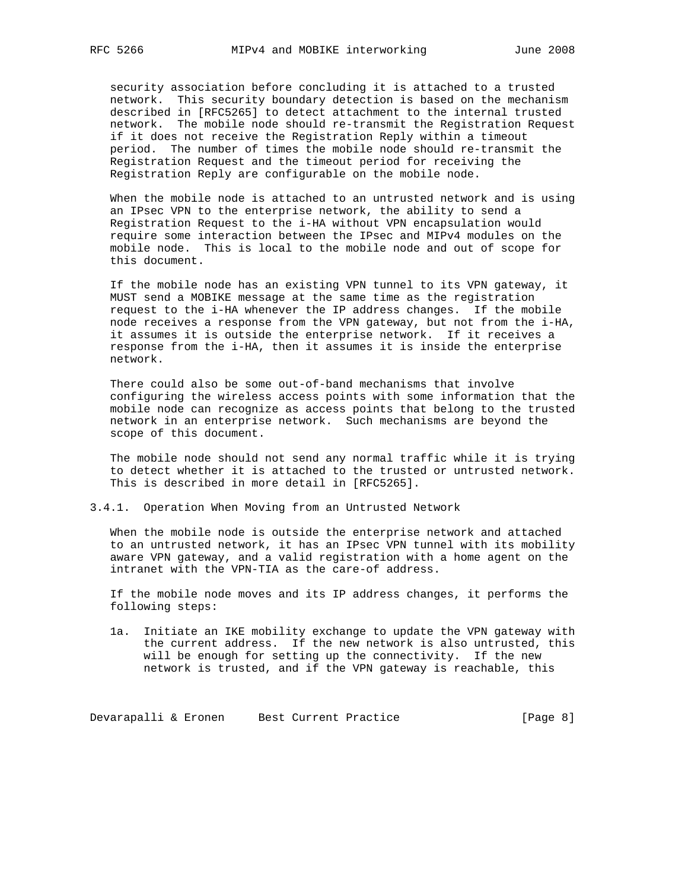security association before concluding it is attached to a trusted network. This security boundary detection is based on the mechanism described in [RFC5265] to detect attachment to the internal trusted network. The mobile node should re-transmit the Registration Request if it does not receive the Registration Reply within a timeout period. The number of times the mobile node should re-transmit the Registration Request and the timeout period for receiving the Registration Reply are configurable on the mobile node.

When the mobile node is attached to an untrusted network and is using an IPsec VPN to the enterprise network, the ability to send a Registration Request to the i-HA without VPN encapsulation would require some interaction between the IPsec and MIPv4 modules on the mobile node. This is local to the mobile node and out of scope for this document.

If the mobile node has an existing VPN tunnel to its VPN gateway, it MUST send a MOBIKE message at the same time as the registration request to the i-HA whenever the IP address changes. If the mobile node receives a response from the VPN gateway, but not from the i-HA, it assumes it is outside the enterprise network. If it receives a response from the i-HA, then it assumes it is inside the enterprise network.

There could also be some out-of-band mechanisms that involve configuring the wireless access points with some information that the mobile node can recognize as access points that belong to the trusted network in an enterprise network. Such mechanisms are beyond the scope of this document.

The mobile node should not send any normal traffic while it is trying to detect whether it is attached to the trusted or untrusted network. This is described in more detail in [RFC5265].

### 3.4.1. Operation When Moving from an Untrusted Network

When the mobile node is outside the enterprise network and attached to an untrusted network, it has an IPsec VPN tunnel with its mobility aware VPN gateway, and a valid registration with a home agent on the intranet with the VPN-TIA as the care-of address.

If the mobile node moves and its IP address changes, it performs the following steps:

1a. Initiate an IKE mobility exchange to update the VPN gateway with the current address. If the new network is also untrusted, this will be enough for setting up the connectivity. If the new network is trusted, and if the VPN gateway is reachable, this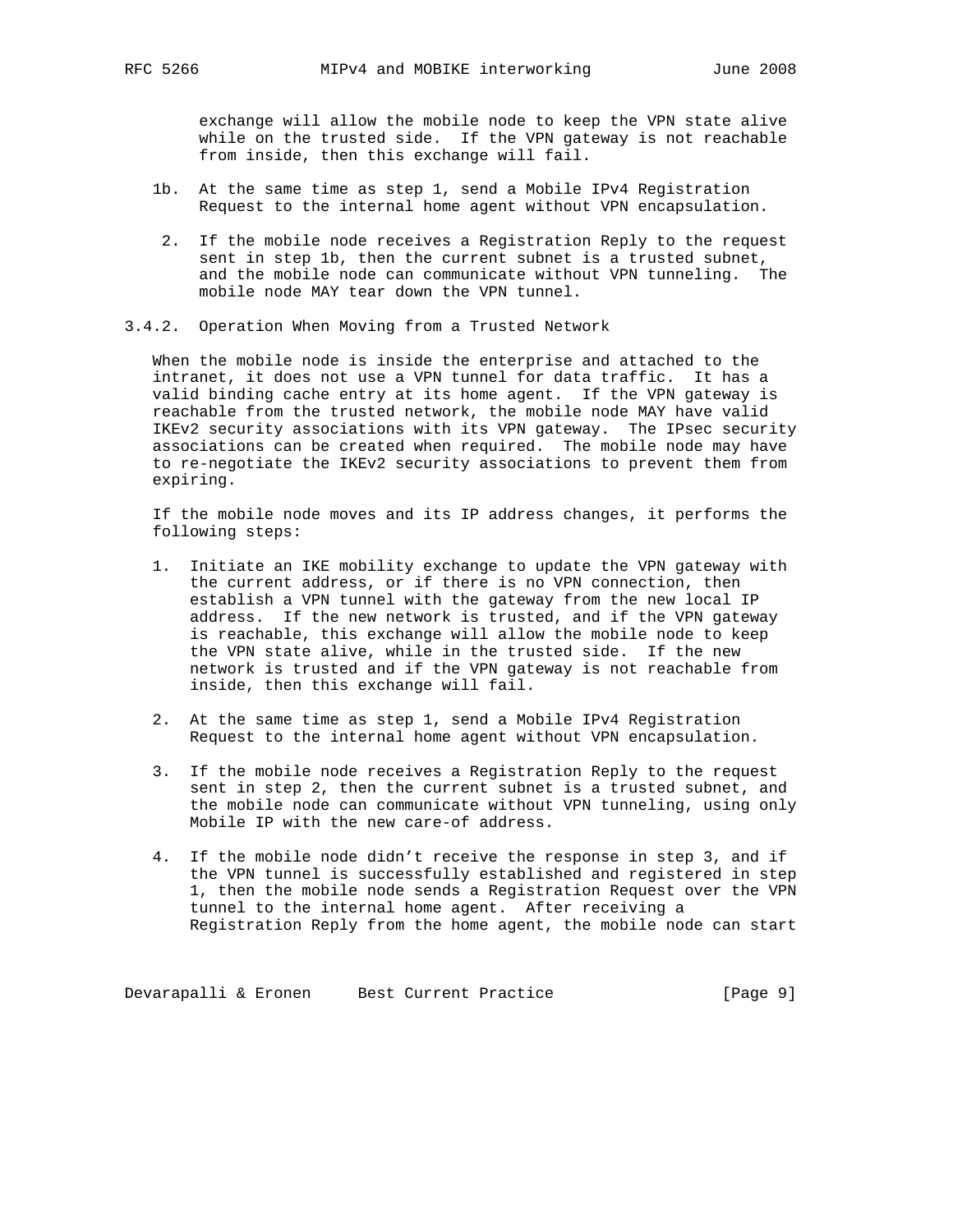exchange will allow the mobile node to keep the VPN state alive while on the trusted side. If the VPN gateway is not reachable from inside, then this exchange will fail.

1b. At the same time as step 1, send a Mobile IPv4 Registration Request to the internal home agent without VPN encapsulation.

2. If the mobile node receives a Registration Reply to the request sent in step 1b, then the current subnet is a trusted subnet, and the mobile node can communicate without VPN tunneling. The mobile node MAY tear down the VPN tunnel.

### 3.4.2. Operation When Moving from a Trusted Network

When the mobile node is inside the enterprise and attached to the intranet, it does not use a VPN tunnel for data traffic. It has a valid binding cache entry at its home agent. If the VPN gateway is reachable from the trusted network, the mobile node MAY have valid IKEv2 security associations with its VPN gateway. The IPsec security associations can be created when required. The mobile node may have to re-negotiate the IKEv2 security associations to prevent them from expiring.

If the mobile node moves and its IP address changes, it performs the following steps:

1. Initiate an IKE mobility exchange to update the VPN gateway with the current address, or if there is no VPN connection, then establish a VPN tunnel with the gateway from the new local IP address. If the new network is trusted, and if the VPN gateway is reachable, this exchange will allow the mobile node to keep the VPN state alive, while in the trusted side. If the new network is trusted and if the VPN gateway is not reachable from inside, then this exchange will fail.

2. At the same time as step 1, send a Mobile IPv4 Registration Request to the internal home agent without VPN encapsulation.

3. If the mobile node receives a Registration Reply to the request sent in step 2, then the current subnet is a trusted subnet, and the mobile node can communicate without VPN tunneling, using only Mobile IP with the new care-of address.

4. If the mobile node didn't receive the response in step 3, and if the VPN tunnel is successfully established and registered in step 1, then the mobile node sends a Registration Request over the VPN tunnel to the internal home agent. After receiving a Registration Reply from the home agent, the mobile node can start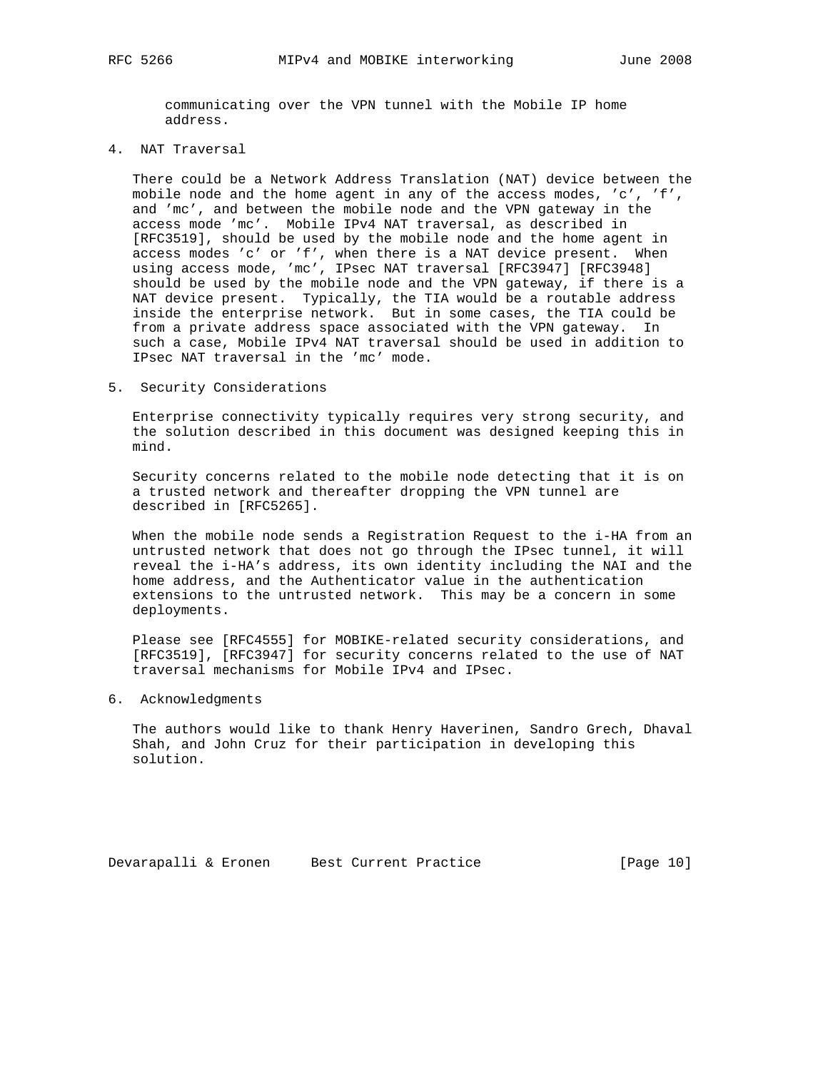communicating over the VPN tunnel with the Mobile IP home address.

## 4. NAT Traversal

There could be a Network Address Translation (NAT) device between the mobile node and the home agent in any of the access modes, 'c', 'f', and 'mc', and between the mobile node and the VPN gateway in the access mode 'mc'. Mobile IPv4 NAT traversal, as described in [RFC3519], should be used by the mobile node and the home agent in access modes 'c' or 'f', when there is a NAT device present. When using access mode, 'mc', IPsec NAT traversal [RFC3947] [RFC3948] should be used by the mobile node and the VPN gateway, if there is a NAT device present. Typically, the TIA would be a routable address inside the enterprise network. But in some cases, the TIA could be from a private address space associated with the VPN gateway. In such a case, Mobile IPv4 NAT traversal should be used in addition to IPsec NAT traversal in the 'mc' mode.

## 5. Security Considerations

Enterprise connectivity typically requires very strong security, and the solution described in this document was designed keeping this in mind.

Security concerns related to the mobile node detecting that it is on a trusted network and thereafter dropping the VPN tunnel are described in [RFC5265].

When the mobile node sends a Registration Request to the i-HA from an untrusted network that does not go through the IPsec tunnel, it will reveal the i-HA's address, its own identity including the NAI and the home address, and the Authenticator value in the authentication extensions to the untrusted network. This may be a concern in some deployments.

Please see [RFC4555] for MOBIKE-related security considerations, and [RFC3519], [RFC3947] for security concerns related to the use of NAT traversal mechanisms for Mobile IPv4 and IPsec.

## 6. Acknowledgments

The authors would like to thank Henry Haverinen, Sandro Grech, Dhaval Shah, and John Cruz for their participation in developing this solution.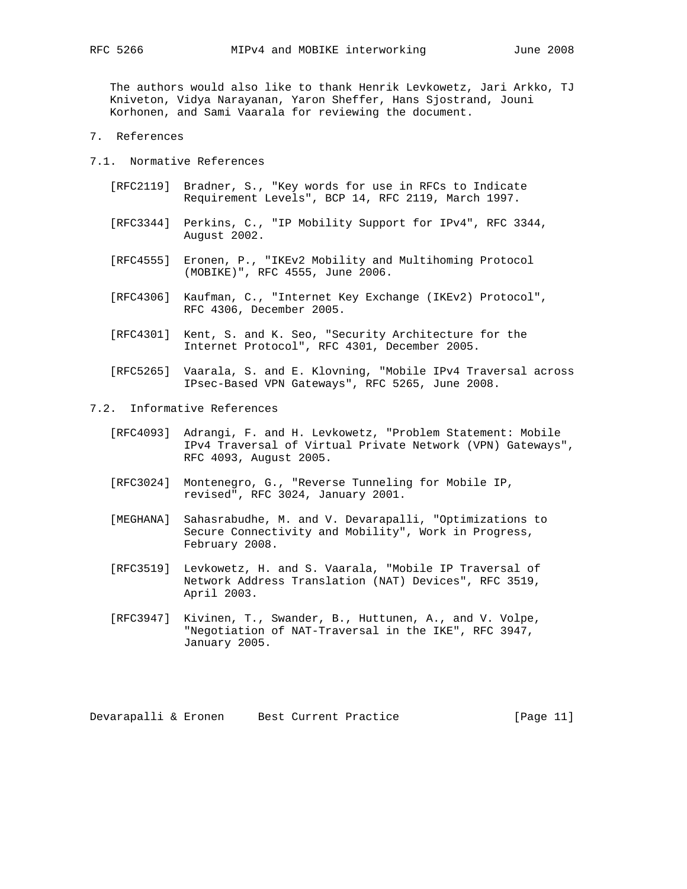The authors would also like to thank Henrik Levkowetz, Jari Arkko, TJ Kniveton, Vidya Narayanan, Yaron Sheffer, Hans Sjostrand, Jouni Korhonen, and Sami Vaarala for reviewing the document.

# 7. References

## 7.1. Normative References

[RFC2119] Bradner, S., "Key words for use in RFCs to Indicate Requirement Levels", BCP 14, RFC 2119, March 1997.

[RFC3344] Perkins, C., "IP Mobility Support for IPv4", RFC 3344, August 2002.

[RFC4555] Eronen, P., "IKEv2 Mobility and Multihoming Protocol (MOBIKE)", RFC 4555, June 2006.

[RFC4306] Kaufman, C., "Internet Key Exchange (IKEv2) Protocol", RFC 4306, December 2005.

[RFC4301] Kent, S. and K. Seo, "Security Architecture for the Internet Protocol", RFC 4301, December 2005.

[RFC5265] Vaarala, S. and E. Klovning, "Mobile IPv4 Traversal across IPsec-Based VPN Gateways", RFC 5265, June 2008.

## 7.2. Informative References

[RFC4093] Adrangi, F. and H. Levkowetz, "Problem Statement: Mobile IPv4 Traversal of Virtual Private Network (VPN) Gateways", RFC 4093, August 2005.

[RFC3024] Montenegro, G., "Reverse Tunneling for Mobile IP, revised", RFC 3024, January 2001.

[MEGHANA] Sahasrabudhe, M. and V. Devarapalli, "Optimizations to Secure Connectivity and Mobility", Work in Progress, February 2008.

[RFC3519] Levkowetz, H. and S. Vaarala, "Mobile IP Traversal of Network Address Translation (NAT) Devices", RFC 3519, April 2003.

[RFC3947] Kivinen, T., Swander, B., Huttunen, A., and V. Volpe, "Negotiation of NAT-Traversal in the IKE", RFC 3947, January 2005.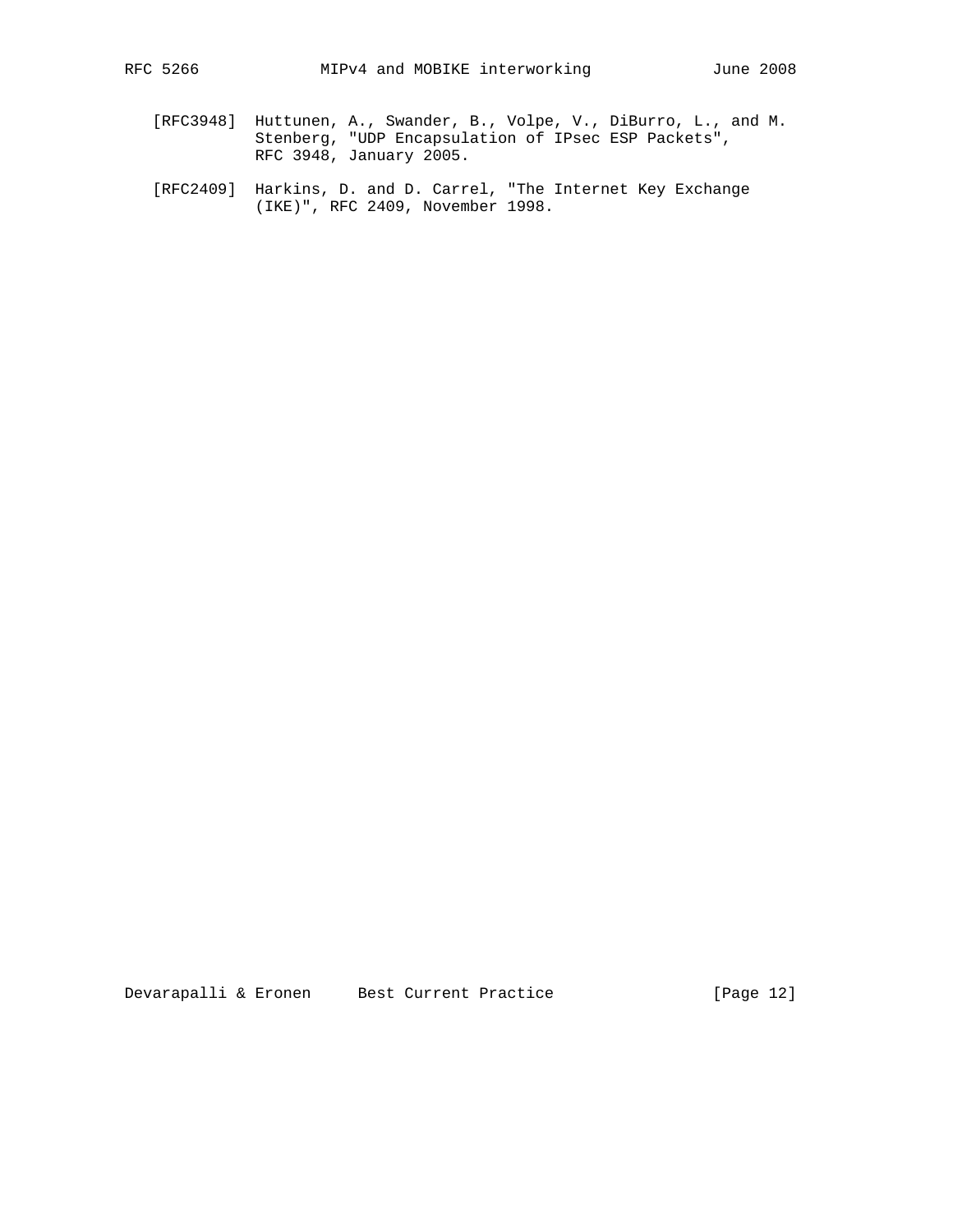[RFC3948] Huttunen, A., Swander, B., Volpe, V., DiBurro, L., and M. Stenberg, "UDP Encapsulation of IPsec ESP Packets", RFC 3948, January 2005.

[RFC2409] Harkins, D. and D. Carrel, "The Internet Key Exchange (IKE)", RFC 2409, November 1998.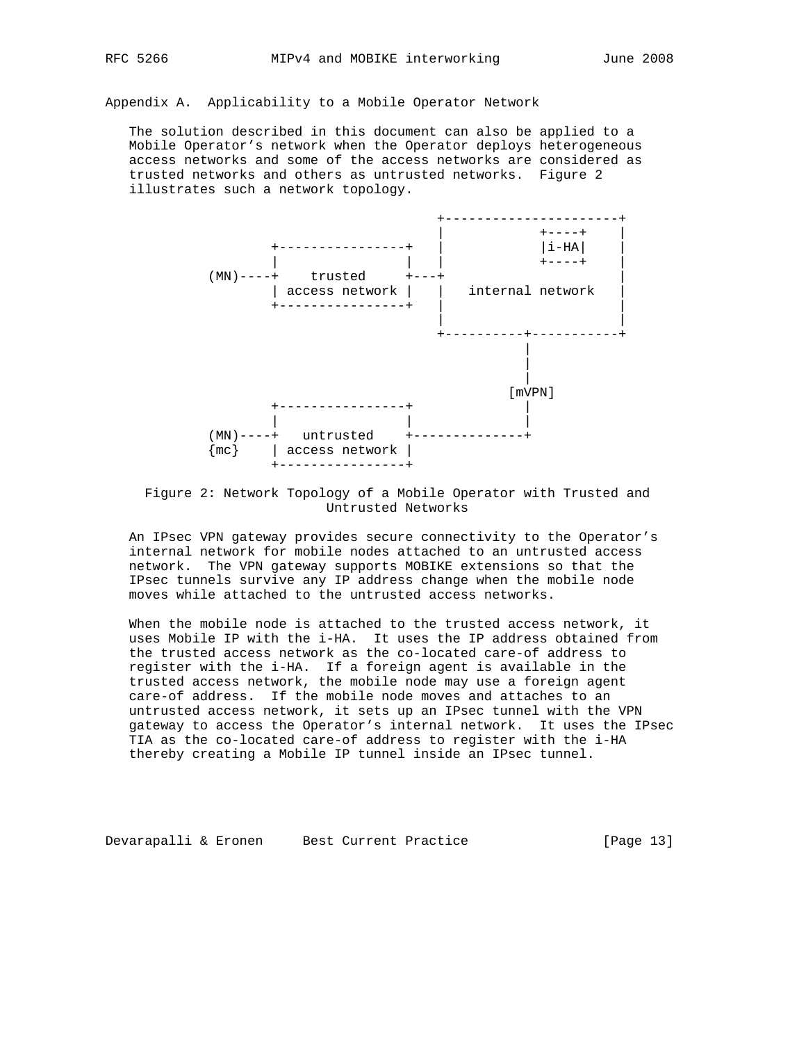## Appendix A. Applicability to a Mobile Operator Network

The solution described in this document can also be applied to a Mobile Operator's network when the Operator deploys heterogeneous access networks and some of the access networks are considered as trusted networks and others as untrusted networks. Figure 2 illustrates such a network topology.

```
                                 +----------------------+
                                 |           +----+     |
           +----------------+    |           |i-HA|     |
           |                |    |           +----+     |
    (MN)----+    trusted     +---+                      |
           | access network |    |   internal network   |
           +----------------+    |                      |
                                 |                      |
                                 +----------+-----------+
                                            |
                                            |
                                            |
                                          [mVPN]
           +----------------+               |
           |                |               |
    (MN)----+   untrusted    +---------------+
    {mc}   | access network |
           +----------------+
```

Figure 2: Network Topology of a Mobile Operator with Trusted and Untrusted Networks

An IPsec VPN gateway provides secure connectivity to the Operator's internal network for mobile nodes attached to an untrusted access network. The VPN gateway supports MOBIKE extensions so that the IPsec tunnels survive any IP address change when the mobile node moves while attached to the untrusted access networks.

When the mobile node is attached to the trusted access network, it uses Mobile IP with the i-HA. It uses the IP address obtained from the trusted access network as the co-located care-of address to register with the i-HA. If a foreign agent is available in the trusted access network, the mobile node may use a foreign agent care-of address. If the mobile node moves and attaches to an untrusted access network, it sets up an IPsec tunnel with the VPN gateway to access the Operator's internal network. It uses the IPsec TIA as the co-located care-of address to register with the i-HA thereby creating a Mobile IP tunnel inside an IPsec tunnel.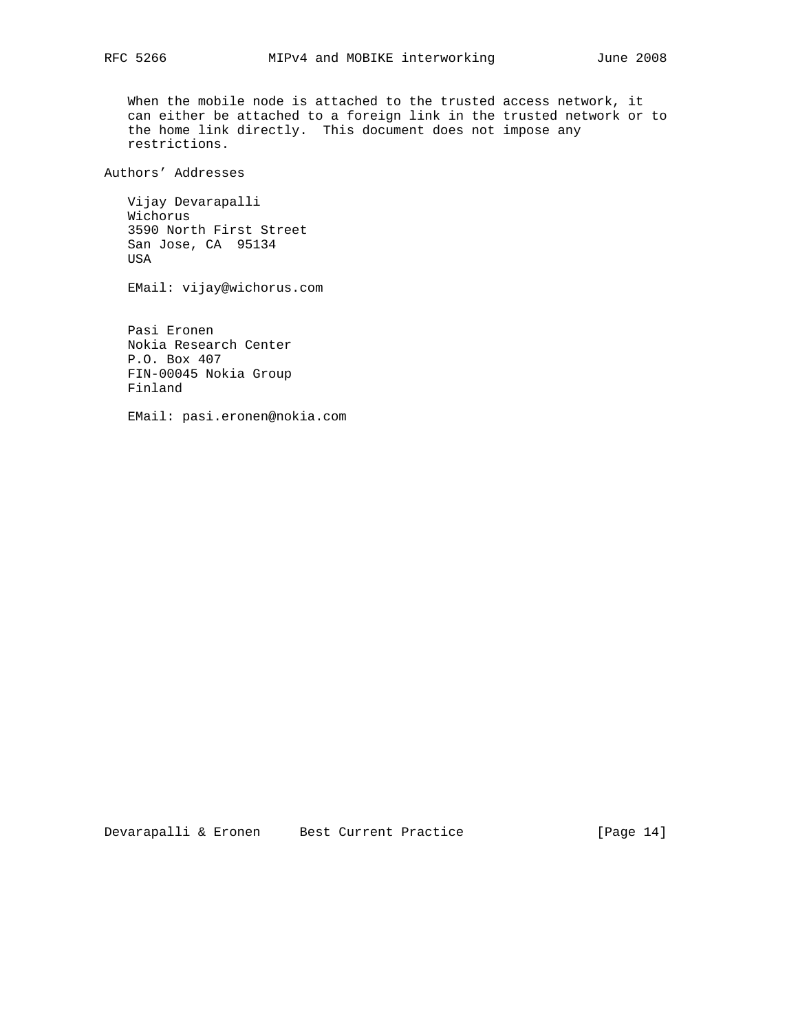When the mobile node is attached to the trusted access network, it can either be attached to a foreign link in the trusted network or to the home link directly. This document does not impose any restrictions.

## Authors' Addresses

Vijay Devarapalli
Wichorus
3590 North First Street
San Jose, CA 95134
USA

EMail: vijay@wichorus.com

Pasi Eronen
Nokia Research Center
P.O. Box 407
FIN-00045 Nokia Group
Finland

EMail: pasi.eronen@nokia.com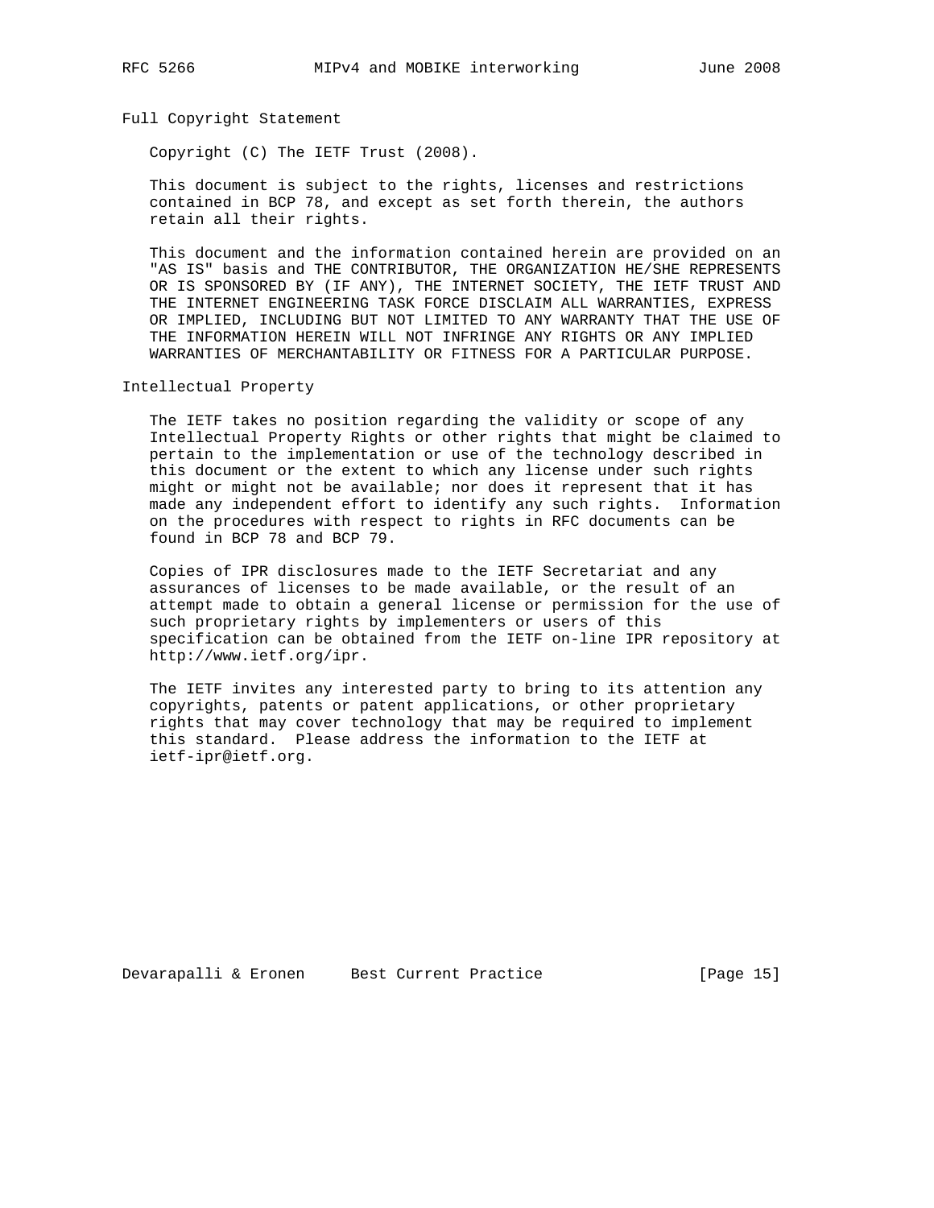## Full Copyright Statement

Copyright (C) The IETF Trust (2008).

This document is subject to the rights, licenses and restrictions contained in BCP 78, and except as set forth therein, the authors retain all their rights.

This document and the information contained herein are provided on an "AS IS" basis and THE CONTRIBUTOR, THE ORGANIZATION HE/SHE REPRESENTS OR IS SPONSORED BY (IF ANY), THE INTERNET SOCIETY, THE IETF TRUST AND THE INTERNET ENGINEERING TASK FORCE DISCLAIM ALL WARRANTIES, EXPRESS OR IMPLIED, INCLUDING BUT NOT LIMITED TO ANY WARRANTY THAT THE USE OF THE INFORMATION HEREIN WILL NOT INFRINGE ANY RIGHTS OR ANY IMPLIED WARRANTIES OF MERCHANTABILITY OR FITNESS FOR A PARTICULAR PURPOSE.

## Intellectual Property

The IETF takes no position regarding the validity or scope of any Intellectual Property Rights or other rights that might be claimed to pertain to the implementation or use of the technology described in this document or the extent to which any license under such rights might or might not be available; nor does it represent that it has made any independent effort to identify any such rights. Information on the procedures with respect to rights in RFC documents can be found in BCP 78 and BCP 79.

Copies of IPR disclosures made to the IETF Secretariat and any assurances of licenses to be made available, or the result of an attempt made to obtain a general license or permission for the use of such proprietary rights by implementers or users of this specification can be obtained from the IETF on-line IPR repository at http://www.ietf.org/ipr.

The IETF invites any interested party to bring to its attention any copyrights, patents or patent applications, or other proprietary rights that may cover technology that may be required to implement this standard. Please address the information to the IETF at ietf-ipr@ietf.org.